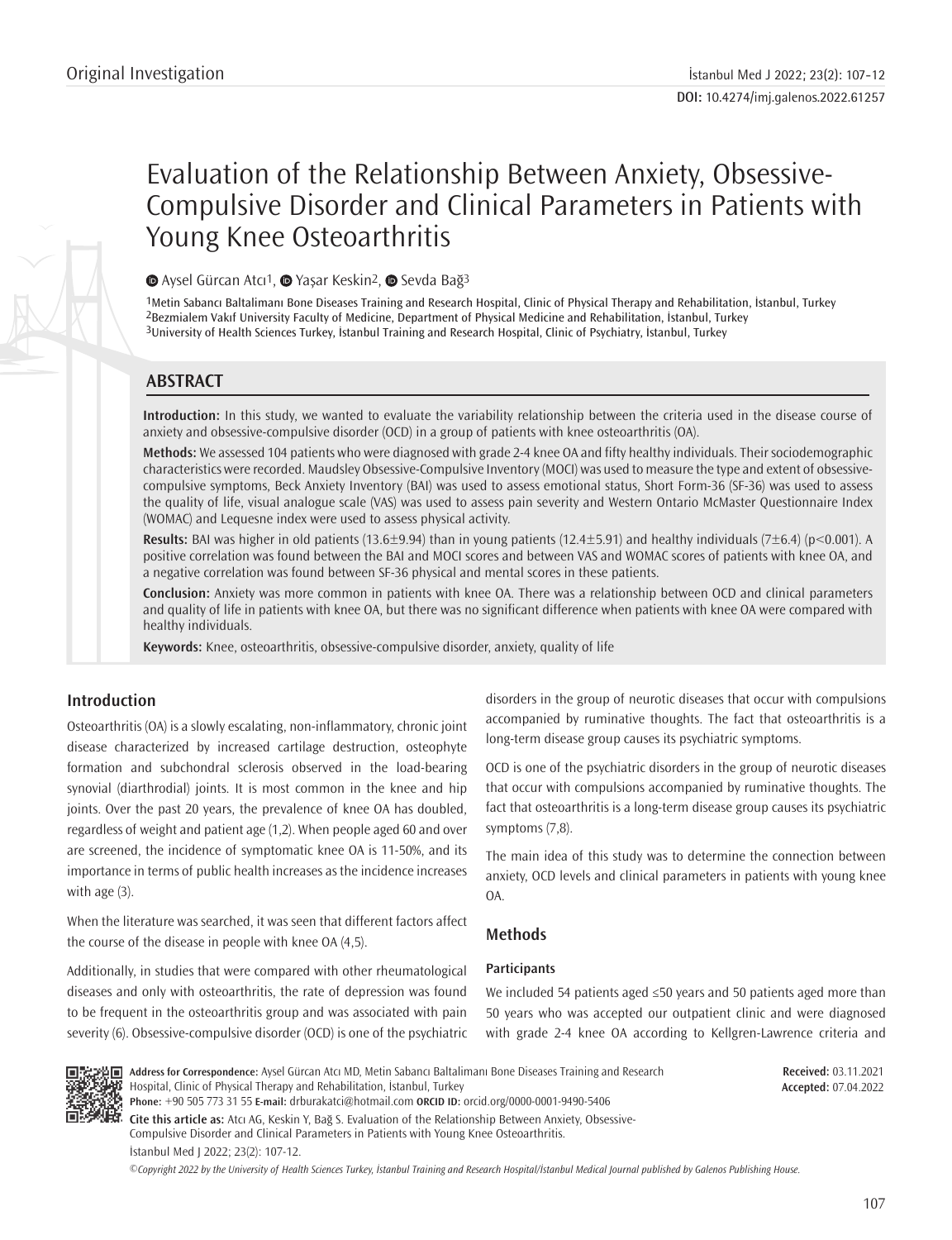Original Investigation

# Evaluation of the Relationship Between Anxiety, Obsessive-Compulsive Disorder and Clinical Parameters in Patients with Young Knee Osteoarthritis

Aysel Gürcan Atcı[1], Yaşar Keskin[2], Sevda Bağ[3]

[1]Metin Sabancı Baltalimanı Bone Diseases Training and Research Hospital, Clinic of Physical Therapy and Rehabilitation, İstanbul, Turkey
[2]Bezmialem Vakıf University Faculty of Medicine, Department of Physical Medicine and Rehabilitation, İstanbul, Turkey
[3]University of Health Sciences Turkey, İstanbul Training and Research Hospital, Clinic of Psychiatry, İstanbul, Turkey

## ABSTRACT

**Introduction:** In this study, we wanted to evaluate the variability relationship between the criteria used in the disease course of anxiety and obsessive-compulsive disorder (OCD) in a group of patients with knee osteoarthritis (OA).

**Methods:** We assessed 104 patients who were diagnosed with grade 2-4 knee OA and fifty healthy individuals. Their sociodemographic characteristics were recorded. Maudsley Obsessive-Compulsive Inventory (MOCI) was used to measure the type and extent of obsessive-compulsive symptoms, Beck Anxiety Inventory (BAI) was used to assess emotional status, Short Form-36 (SF-36) was used to assess the quality of life, visual analogue scale (VAS) was used to assess pain severity and Western Ontario McMaster Questionnaire Index (WOMAC) and Lequesne index were used to assess physical activity.

**Results:** BAI was higher in old patients (13.6±9.94) than in young patients (12.4±5.91) and healthy individuals (7±6.4) ($p<0.001$). A positive correlation was found between the BAI and MOCI scores and between VAS and WOMAC scores of patients with knee OA, and a negative correlation was found between SF-36 physical and mental scores in these patients.

**Conclusion:** Anxiety was more common in patients with knee OA. There was a relationship between OCD and clinical parameters and quality of life in patients with knee OA, but there was no significant difference when patients with knee OA were compared with healthy individuals.

**Keywords:** Knee, osteoarthritis, obsessive-compulsive disorder, anxiety, quality of life

## Introduction

Osteoarthritis (OA) is a slowly escalating, non-inflammatory, chronic joint disease characterized by increased cartilage destruction, osteophyte formation and subchondral sclerosis observed in the load-bearing synovial (diarthrodial) joints. It is most common in the knee and hip joints. Over the past 20 years, the prevalence of knee OA has doubled, regardless of weight and patient age (1,2). When people aged 60 and over are screened, the incidence of symptomatic knee OA is 11-50%, and its importance in terms of public health increases as the incidence increases with age (3).

When the literature was searched, it was seen that different factors affect the course of the disease in people with knee OA (4,5).

Additionally, in studies that were compared with other rheumatological diseases and only with osteoarthritis, the rate of depression was found to be frequent in the osteoarthritis group and was associated with pain severity (6). Obsessive-compulsive disorder (OCD) is one of the psychiatric disorders in the group of neurotic diseases that occur with compulsions accompanied by ruminative thoughts. The fact that osteoarthritis is a long-term disease group causes its psychiatric symptoms.

OCD is one of the psychiatric disorders in the group of neurotic diseases that occur with compulsions accompanied by ruminative thoughts. The fact that osteoarthritis is a long-term disease group causes its psychiatric symptoms (7,8).

The main idea of this study was to determine the connection between anxiety, OCD levels and clinical parameters in patients with young knee OA.

## Methods

### Participants

We included 54 patients aged ≤50 years and 50 patients aged more than 50 years who was accepted our outpatient clinic and were diagnosed with grade 2-4 knee OA according to Kellgren-Lawrence criteria and

**Address for Correspondence:** Aysel Gürcan Atcı MD, Metin Sabancı Baltalimanı Bone Diseases Training and Research Hospital, Clinic of Physical Therapy and Rehabilitation, İstanbul, Turkey
**Phone:** +90 505 773 31 55 **E-mail:** drburakatci@hotmail.com **ORCID ID:** orcid.org/0000-0001-9490-5406

**Received:** 03.11.2021
**Accepted:** 07.04.2022

**Cite this article as:** Atcı AG, Keskin Y, Bağ S. Evaluation of the Relationship Between Anxiety, Obsessive-Compulsive Disorder and Clinical Parameters in Patients with Young Knee Osteoarthritis. İstanbul Med J 2022; 23(2): 107-12.

*©Copyright 2022 by the University of Health Sciences Turkey, İstanbul Training and Research Hospital/İstanbul Medical Journal published by Galenos Publishing House.*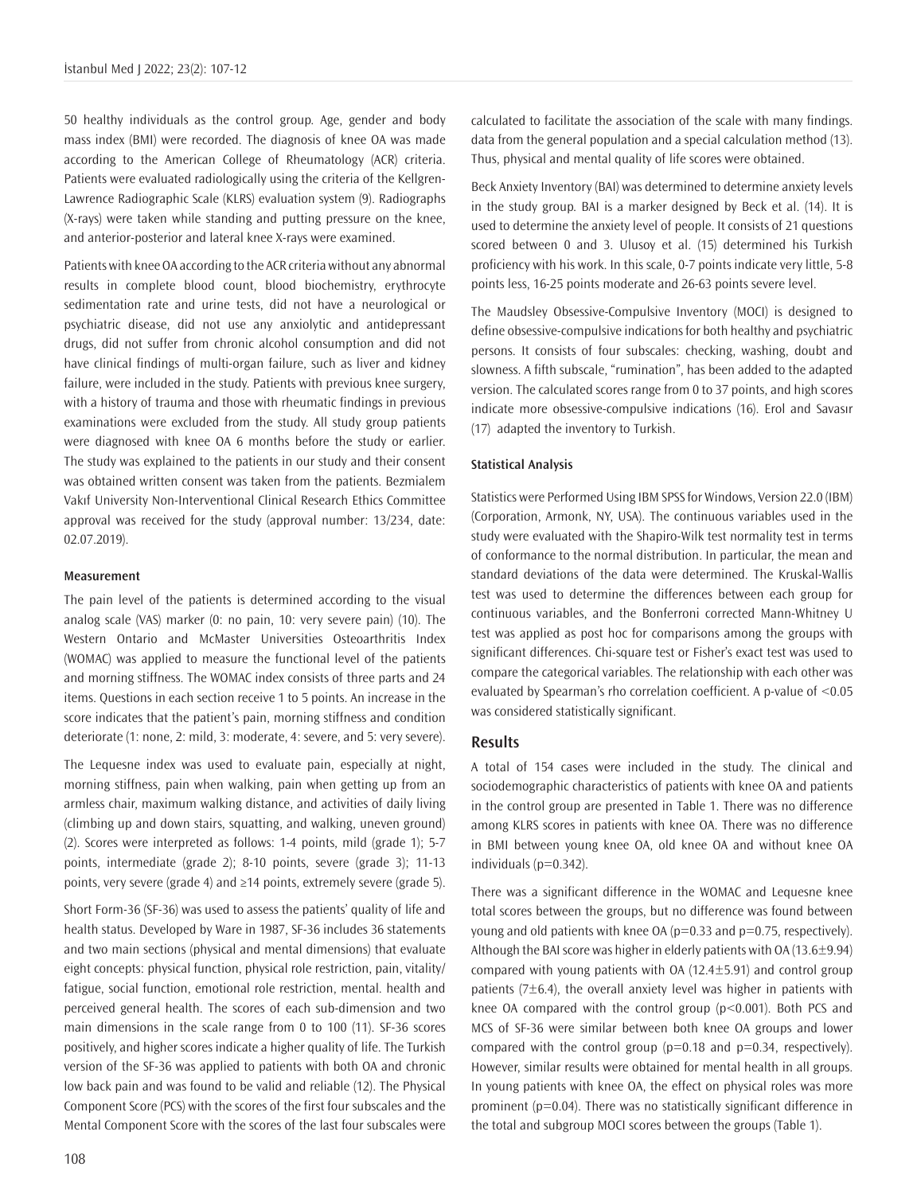50 healthy individuals as the control group. Age, gender and body mass index (BMI) were recorded. The diagnosis of knee OA was made according to the American College of Rheumatology (ACR) criteria. Patients were evaluated radiologically using the criteria of the Kellgren-Lawrence Radiographic Scale (KLRS) evaluation system (9). Radiographs (X-rays) were taken while standing and putting pressure on the knee, and anterior-posterior and lateral knee X-rays were examined.

Patients with knee OA according to the ACR criteria without any abnormal results in complete blood count, blood biochemistry, erythrocyte sedimentation rate and urine tests, did not have a neurological or psychiatric disease, did not use any anxiolytic and antidepressant drugs, did not suffer from chronic alcohol consumption and did not have clinical findings of multi-organ failure, such as liver and kidney failure, were included in the study. Patients with previous knee surgery, with a history of trauma and those with rheumatic findings in previous examinations were excluded from the study. All study group patients were diagnosed with knee OA 6 months before the study or earlier. The study was explained to the patients in our study and their consent was obtained written consent was taken from the patients. Bezmialem Vakıf University Non-Interventional Clinical Research Ethics Committee approval was received for the study (approval number: 13/234, date: 02.07.2019).

#### Measurement

The pain level of the patients is determined according to the visual analog scale (VAS) marker (0: no pain, 10: very severe pain) (10). The Western Ontario and McMaster Universities Osteoarthritis Index (WOMAC) was applied to measure the functional level of the patients and morning stiffness. The WOMAC index consists of three parts and 24 items. Questions in each section receive 1 to 5 points. An increase in the score indicates that the patient's pain, morning stiffness and condition deteriorate (1: none, 2: mild, 3: moderate, 4: severe, and 5: very severe).

The Lequesne index was used to evaluate pain, especially at night, morning stiffness, pain when walking, pain when getting up from an armless chair, maximum walking distance, and activities of daily living (climbing up and down stairs, squatting, and walking, uneven ground) (2). Scores were interpreted as follows: 1-4 points, mild (grade 1); 5-7 points, intermediate (grade 2); 8-10 points, severe (grade 3); 11-13 points, very severe (grade 4) and ≥14 points, extremely severe (grade 5).

Short Form-36 (SF-36) was used to assess the patients' quality of life and health status. Developed by Ware in 1987, SF-36 includes 36 statements and two main sections (physical and mental dimensions) that evaluate eight concepts: physical function, physical role restriction, pain, vitality/fatigue, social function, emotional role restriction, mental. health and perceived general health. The scores of each sub-dimension and two main dimensions in the scale range from 0 to 100 (11). SF-36 scores positively, and higher scores indicate a higher quality of life. The Turkish version of the SF-36 was applied to patients with both OA and chronic low back pain and was found to be valid and reliable (12). The Physical Component Score (PCS) with the scores of the first four subscales and the Mental Component Score with the scores of the last four subscales were calculated to facilitate the association of the scale with many findings. data from the general population and a special calculation method (13). Thus, physical and mental quality of life scores were obtained.

Beck Anxiety Inventory (BAI) was determined to determine anxiety levels in the study group. BAI is a marker designed by Beck et al. (14). It is used to determine the anxiety level of people. It consists of 21 questions scored between 0 and 3. Ulusoy et al. (15) determined his Turkish proficiency with his work. In this scale, 0-7 points indicate very little, 5-8 points less, 16-25 points moderate and 26-63 points severe level.

The Maudsley Obsessive-Compulsive Inventory (MOCI) is designed to define obsessive-compulsive indications for both healthy and psychiatric persons. It consists of four subscales: checking, washing, doubt and slowness. A fifth subscale, "rumination", has been added to the adapted version. The calculated scores range from 0 to 37 points, and high scores indicate more obsessive-compulsive indications (16). Erol and Savasır (17) adapted the inventory to Turkish.

#### Statistical Analysis

Statistics were Performed Using IBM SPSS for Windows, Version 22.0 (IBM) (Corporation, Armonk, NY, USA). The continuous variables used in the study were evaluated with the Shapiro-Wilk test normality test in terms of conformance to the normal distribution. In particular, the mean and standard deviations of the data were determined. The Kruskal-Wallis test was used to determine the differences between each group for continuous variables, and the Bonferroni corrected Mann-Whitney U test was applied as post hoc for comparisons among the groups with significant differences. Chi-square test or Fisher's exact test was used to compare the categorical variables. The relationship with each other was evaluated by Spearman's rho correlation coefficient. A p-value of <0.05 was considered statistically significant.

## Results

A total of 154 cases were included in the study. The clinical and sociodemographic characteristics of patients with knee OA and patients in the control group are presented in Table 1. There was no difference among KLRS scores in patients with knee OA. There was no difference in BMI between young knee OA, old knee OA and without knee OA individuals (p=0.342).

There was a significant difference in the WOMAC and Lequesne knee total scores between the groups, but no difference was found between young and old patients with knee OA (p=0.33 and p=0.75, respectively). Although the BAI score was higher in elderly patients with OA (13.6±9.94) compared with young patients with OA (12.4±5.91) and control group patients (7±6.4), the overall anxiety level was higher in patients with knee OA compared with the control group (p<0.001). Both PCS and MCS of SF-36 were similar between both knee OA groups and lower compared with the control group (p=0.18 and p=0.34, respectively). However, similar results were obtained for mental health in all groups. In young patients with knee OA, the effect on physical roles was more prominent (p=0.04). There was no statistically significant difference in the total and subgroup MOCI scores between the groups (Table 1).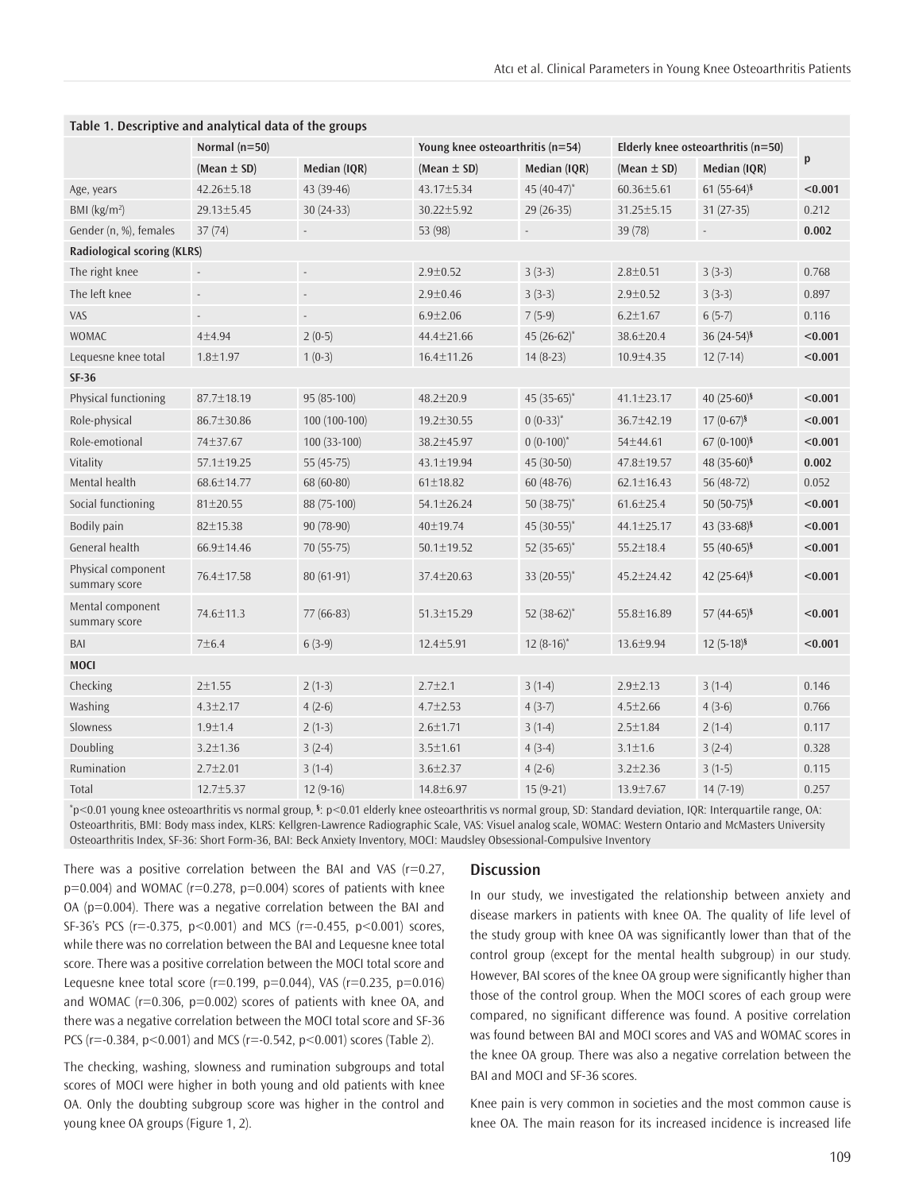**Table 1. Descriptive and analytical data of the groups**

| | Normal (n=50) | | Young knee osteoarthritis (n=54) | | Elderly knee osteoarthritis (n=50) | | p |
|---|---|---|---|---|---|---|---|
| | (Mean ± SD) | Median (IQR) | (Mean ± SD) | Median (IQR) | (Mean ± SD) | Median (IQR) | |
| Age, years | 42.26±5.18 | 43 (39-46) | 43.17±5.34 | 45 (40-47)* | 60.36±5.61 | 61 (55-64)§ | **<0.001** |
| BMI (kg/m²) | 29.13±5.45 | 30 (24-33) | 30.22±5.92 | 29 (26-35) | 31.25±5.15 | 31 (27-35) | 0.212 |
| Gender (n, %), females | 37 (74) | - | 53 (98) | - | 39 (78) | - | **0.002** |
| **Radiological scoring (KLRS)** | | | | | | | |
| The right knee | - | - | 2.9±0.52 | 3 (3-3) | 2.8±0.51 | 3 (3-3) | 0.768 |
| The left knee | - | - | 2.9±0.46 | 3 (3-3) | 2.9±0.52 | 3 (3-3) | 0.897 |
| VAS | - | - | 6.9±2.06 | 7 (5-9) | 6.2±1.67 | 6 (5-7) | 0.116 |
| WOMAC | 4±4.94 | 2 (0-5) | 44.4±21.66 | 45 (26-62)* | 38.6±20.4 | 36 (24-54)§ | **<0.001** |
| Lequesne knee total | 1.8±1.97 | 1 (0-3) | 16.4±11.26 | 14 (8-23) | 10.9±4.35 | 12 (7-14) | **<0.001** |
| **SF-36** | | | | | | | |
| Physical functioning | 87.7±18.19 | 95 (85-100) | 48.2±20.9 | 45 (35-65)* | 41.1±23.17 | 40 (25-60)§ | **<0.001** |
| Role-physical | 86.7±30.86 | 100 (100-100) | 19.2±30.55 | 0 (0-33)* | 36.7±42.19 | 17 (0-67)§ | **<0.001** |
| Role-emotional | 74±37.67 | 100 (33-100) | 38.2±45.97 | 0 (0-100)* | 54±44.61 | 67 (0-100)§ | **<0.001** |
| Vitality | 57.1±19.25 | 55 (45-75) | 43.1±19.94 | 45 (30-50) | 47.8±19.57 | 48 (35-60)§ | **0.002** |
| Mental health | 68.6±14.77 | 68 (60-80) | 61±18.82 | 60 (48-76) | 62.1±16.43 | 56 (48-72) | 0.052 |
| Social functioning | 81±20.55 | 88 (75-100) | 54.1±26.24 | 50 (38-75)* | 61.6±25.4 | 50 (50-75)§ | **<0.001** |
| Bodily pain | 82±15.38 | 90 (78-90) | 40±19.74 | 45 (30-55)* | 44.1±25.17 | 43 (33-68)§ | **<0.001** |
| General health | 66.9±14.46 | 70 (55-75) | 50.1±19.52 | 52 (35-65)* | 55.2±18.4 | 55 (40-65)§ | **<0.001** |
| Physical component summary score | 76.4±17.58 | 80 (61-91) | 37.4±20.63 | 33 (20-55)* | 45.2±24.42 | 42 (25-64)§ | **<0.001** |
| Mental component summary score | 74.6±11.3 | 77 (66-83) | 51.3±15.29 | 52 (38-62)* | 55.8±16.89 | 57 (44-65)§ | **<0.001** |
| BAI | 7±6.4 | 6 (3-9) | 12.4±5.91 | 12 (8-16)* | 13.6±9.94 | 12 (5-18)§ | **<0.001** |
| **MOCI** | | | | | | | |
| Checking | 2±1.55 | 2 (1-3) | 2.7±2.1 | 3 (1-4) | 2.9±2.13 | 3 (1-4) | 0.146 |
| Washing | 4.3±2.17 | 4 (2-6) | 4.7±2.53 | 4 (3-7) | 4.5±2.66 | 4 (3-6) | 0.766 |
| Slowness | 1.9±1.4 | 2 (1-3) | 2.6±1.71 | 3 (1-4) | 2.5±1.84 | 2 (1-4) | 0.117 |
| Doubling | 3.2±1.36 | 3 (2-4) | 3.5±1.61 | 4 (3-4) | 3.1±1.6 | 3 (2-4) | 0.328 |
| Rumination | 2.7±2.01 | 3 (1-4) | 3.6±2.37 | 4 (2-6) | 3.2±2.36 | 3 (1-5) | 0.115 |
| Total | 12.7±5.37 | 12 (9-16) | 14.8±6.97 | 15 (9-21) | 13.9±7.67 | 14 (7-19) | 0.257 |

*p<0.01 young knee osteoarthritis vs normal group, §: p<0.01 elderly knee osteoarthritis vs normal group, SD: Standard deviation, IQR: Interquartile range, OA: Osteoarthritis, BMI: Body mass index, KLRS: Kellgren-Lawrence Radiographic Scale, VAS: Visuel analog scale, WOMAC: Western Ontario and McMasters University Osteoarthritis Index, SF-36: Short Form-36, BAI: Beck Anxiety Inventory, MOCI: Maudsley Obsessional-Compulsive Inventory

There was a positive correlation between the BAI and VAS (r=0.27, p=0.004) and WOMAC (r=0.278, p=0.004) scores of patients with knee OA (p=0.004). There was a negative correlation between the BAI and SF-36's PCS (r=-0.375, p<0.001) and MCS (r=-0.455, p<0.001) scores, while there was no correlation between the BAI and Lequesne knee total score. There was a positive correlation between the MOCI total score and Lequesne knee total score (r=0.199, p=0.044), VAS (r=0.235, p=0.016) and WOMAC (r=0.306, p=0.002) scores of patients with knee OA, and there was a negative correlation between the MOCI total score and SF-36 PCS (r=-0.384, p<0.001) and MCS (r=-0.542, p<0.001) scores (Table 2).

The checking, washing, slowness and rumination subgroups and total scores of MOCI were higher in both young and old patients with knee OA. Only the doubting subgroup score was higher in the control and young knee OA groups (Figure 1, 2).

## Discussion

In our study, we investigated the relationship between anxiety and disease markers in patients with knee OA. The quality of life level of the study group with knee OA was significantly lower than that of the control group (except for the mental health subgroup) in our study. However, BAI scores of the knee OA group were significantly higher than those of the control group. When the MOCI scores of each group were compared, no significant difference was found. A positive correlation was found between BAI and MOCI scores and VAS and WOMAC scores in the knee OA group. There was also a negative correlation between the BAI and MOCI and SF-36 scores.

Knee pain is very common in societies and the most common cause is knee OA. The main reason for its increased incidence is increased life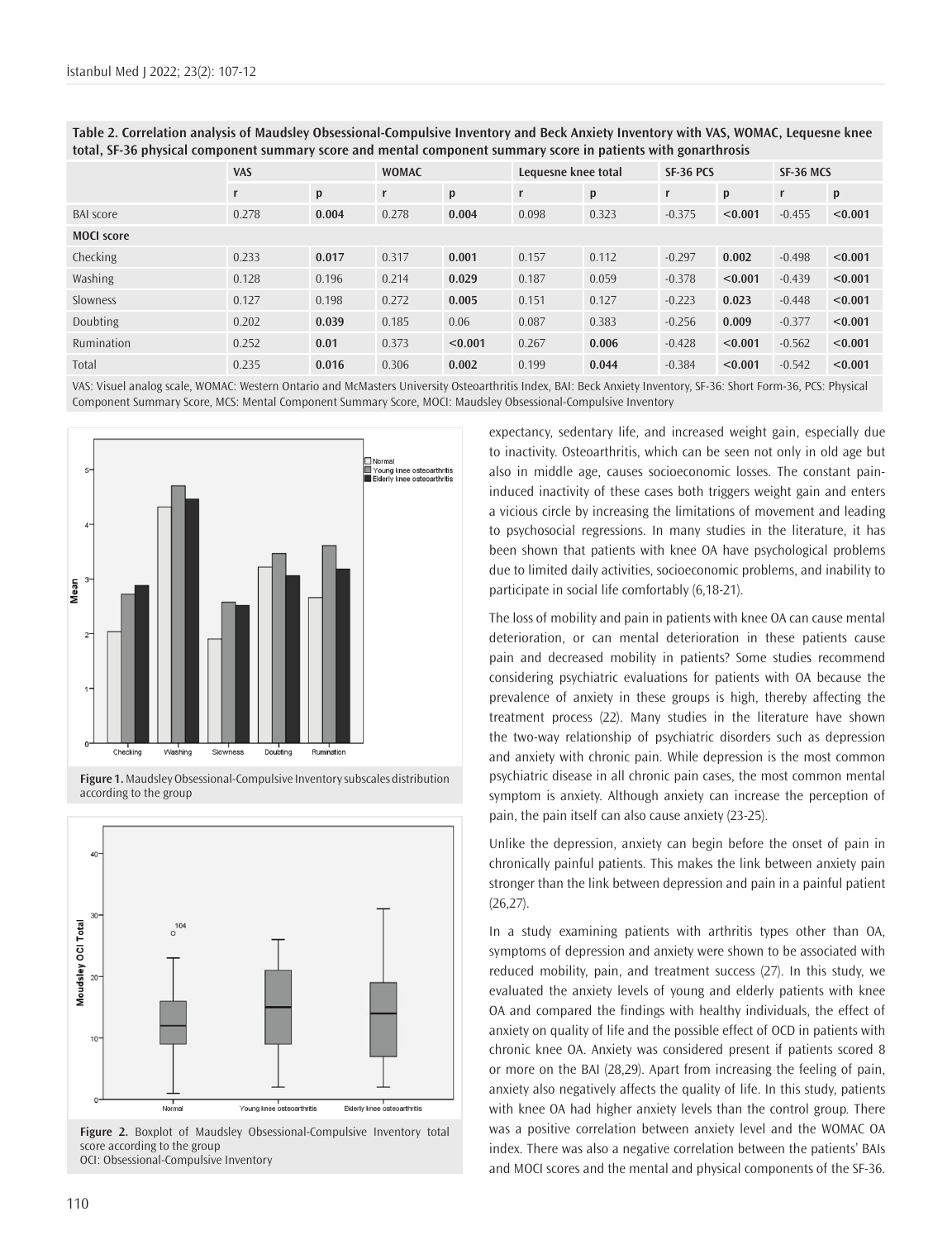**Table 2. Correlation analysis of Maudsley Obsessional-Compulsive Inventory and Beck Anxiety Inventory with VAS, WOMAC, Lequesne knee total, SF-36 physical component summary score and mental component summary score in patients with gonarthrosis**

| | VAS | | WOMAC | | Lequesne knee total | | SF-36 PCS | | SF-36 MCS | |
|---|---|---|---|---|---|---|---|---|---|---|
| | r | p | r | p | r | p | r | p | r | p |
| BAI score | 0.278 | **0.004** | 0.278 | **0.004** | 0.098 | 0.323 | -0.375 | **<0.001** | -0.455 | **<0.001** |
| **MOCI score** | | | | | | | | | | |
| Checking | 0.233 | **0.017** | 0.317 | **0.001** | 0.157 | 0.112 | -0.297 | **0.002** | -0.498 | **<0.001** |
| Washing | 0.128 | 0.196 | 0.214 | **0.029** | 0.187 | 0.059 | -0.378 | **<0.001** | -0.439 | **<0.001** |
| Slowness | 0.127 | 0.198 | 0.272 | **0.005** | 0.151 | 0.127 | -0.223 | **0.023** | -0.448 | **<0.001** |
| Doubting | 0.202 | **0.039** | 0.185 | 0.06 | 0.087 | 0.383 | -0.256 | **0.009** | -0.377 | **<0.001** |
| Rumination | 0.252 | **0.01** | 0.373 | **<0.001** | 0.267 | **0.006** | -0.428 | **<0.001** | -0.562 | **<0.001** |
| Total | 0.235 | **0.016** | 0.306 | **0.002** | 0.199 | **0.044** | -0.384 | **<0.001** | -0.542 | **<0.001** |

VAS: Visuel analog scale, WOMAC: Western Ontario and McMasters University Osteoarthritis Index, BAI: Beck Anxiety Inventory, SF-36: Short Form-36, PCS: Physical Component Summary Score, MCS: Mental Component Summary Score, MOCI: Maudsley Obsessional-Compulsive Inventory

**Figure 1.** Maudsley Obsessional-Compulsive Inventory subscales distribution according to the group

**Figure 2.** Boxplot of Maudsley Obsessional-Compulsive Inventory total score according to the group
OCI: Obsessional-Compulsive Inventory

expectancy, sedentary life, and increased weight gain, especially due to inactivity. Osteoarthritis, which can be seen not only in old age but also in middle age, causes socioeconomic losses. The constant pain-induced inactivity of these cases both triggers weight gain and enters a vicious circle by increasing the limitations of movement and leading to psychosocial regressions. In many studies in the literature, it has been shown that patients with knee OA have psychological problems due to limited daily activities, socioeconomic problems, and inability to participate in social life comfortably (6,18-21).

The loss of mobility and pain in patients with knee OA can cause mental deterioration, or can mental deterioration in these patients cause pain and decreased mobility in patients? Some studies recommend considering psychiatric evaluations for patients with OA because the prevalence of anxiety in these groups is high, thereby affecting the treatment process (22). Many studies in the literature have shown the two-way relationship of psychiatric disorders such as depression and anxiety with chronic pain. While depression is the most common psychiatric disease in all chronic pain cases, the most common mental symptom is anxiety. Although anxiety can increase the perception of pain, the pain itself can also cause anxiety (23-25).

Unlike the depression, anxiety can begin before the onset of pain in chronically painful patients. This makes the link between anxiety pain stronger than the link between depression and pain in a painful patient (26,27).

In a study examining patients with arthritis types other than OA, symptoms of depression and anxiety were shown to be associated with reduced mobility, pain, and treatment success (27). In this study, we evaluated the anxiety levels of young and elderly patients with knee OA and compared the findings with healthy individuals, the effect of anxiety on quality of life and the possible effect of OCD in patients with chronic knee OA. Anxiety was considered present if patients scored 8 or more on the BAI (28,29). Apart from increasing the feeling of pain, anxiety also negatively affects the quality of life. In this study, patients with knee OA had higher anxiety levels than the control group. There was a positive correlation between anxiety level and the WOMAC OA index. There was also a negative correlation between the patients' BAIs and MOCI scores and the mental and physical components of the SF-36.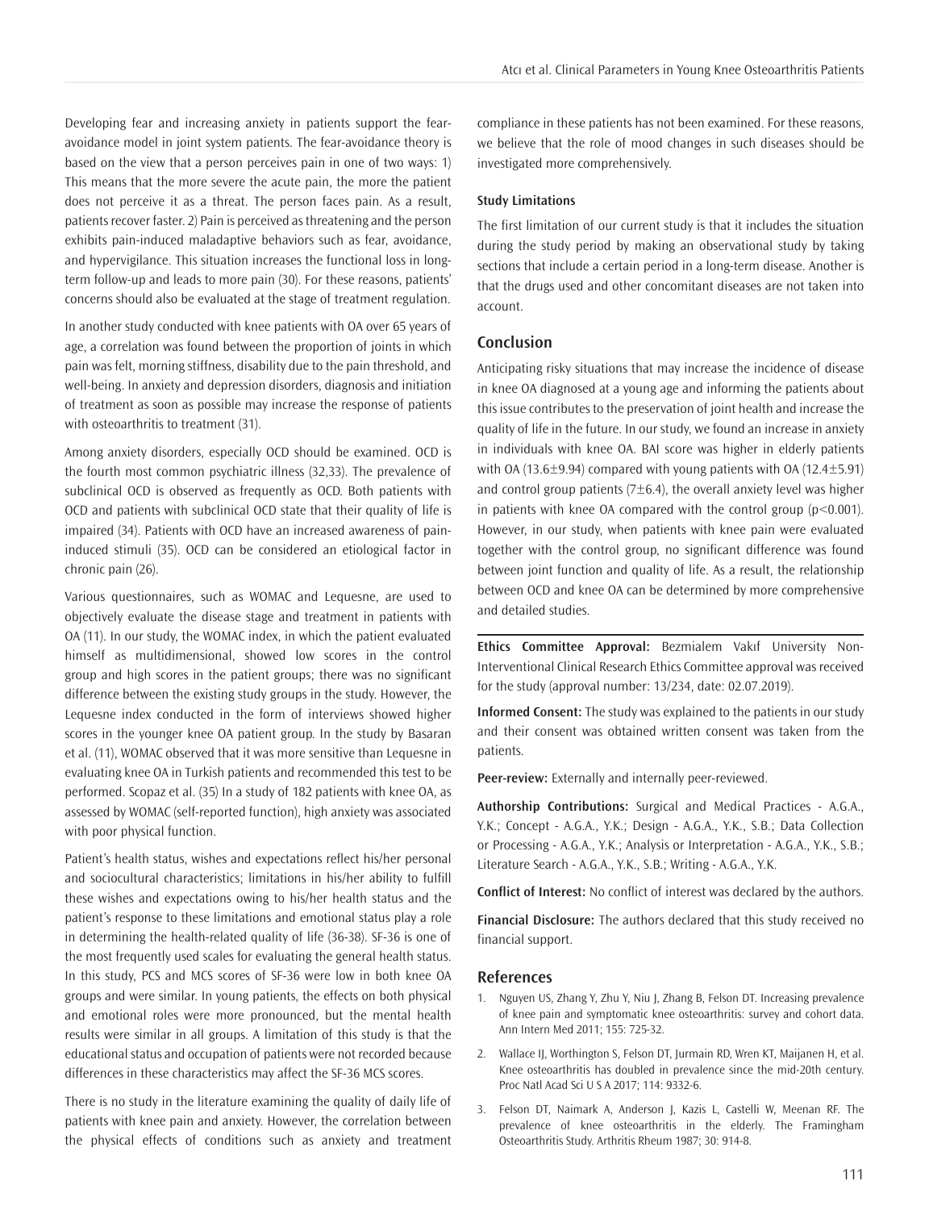Developing fear and increasing anxiety in patients support the fear-avoidance model in joint system patients. The fear-avoidance theory is based on the view that a person perceives pain in one of two ways: 1) This means that the more severe the acute pain, the more the patient does not perceive it as a threat. The person faces pain. As a result, patients recover faster. 2) Pain is perceived as threatening and the person exhibits pain-induced maladaptive behaviors such as fear, avoidance, and hypervigilance. This situation increases the functional loss in long-term follow-up and leads to more pain (30). For these reasons, patients' concerns should also be evaluated at the stage of treatment regulation.

In another study conducted with knee patients with OA over 65 years of age, a correlation was found between the proportion of joints in which pain was felt, morning stiffness, disability due to the pain threshold, and well-being. In anxiety and depression disorders, diagnosis and initiation of treatment as soon as possible may increase the response of patients with osteoarthritis to treatment (31).

Among anxiety disorders, especially OCD should be examined. OCD is the fourth most common psychiatric illness (32,33). The prevalence of subclinical OCD is observed as frequently as OCD. Both patients with OCD and patients with subclinical OCD state that their quality of life is impaired (34). Patients with OCD have an increased awareness of pain-induced stimuli (35). OCD can be considered an etiological factor in chronic pain (26).

Various questionnaires, such as WOMAC and Lequesne, are used to objectively evaluate the disease stage and treatment in patients with OA (11). In our study, the WOMAC index, in which the patient evaluated himself as multidimensional, showed low scores in the control group and high scores in the patient groups; there was no significant difference between the existing study groups in the study. However, the Lequesne index conducted in the form of interviews showed higher scores in the younger knee OA patient group. In the study by Basaran et al. (11), WOMAC observed that it was more sensitive than Lequesne in evaluating knee OA in Turkish patients and recommended this test to be performed. Scopaz et al. (35) In a study of 182 patients with knee OA, as assessed by WOMAC (self-reported function), high anxiety was associated with poor physical function.

Patient's health status, wishes and expectations reflect his/her personal and sociocultural characteristics; limitations in his/her ability to fulfill these wishes and expectations owing to his/her health status and the patient's response to these limitations and emotional status play a role in determining the health-related quality of life (36-38). SF-36 is one of the most frequently used scales for evaluating the general health status. In this study, PCS and MCS scores of SF-36 were low in both knee OA groups and were similar. In young patients, the effects on both physical and emotional roles were more pronounced, but the mental health results were similar in all groups. A limitation of this study is that the educational status and occupation of patients were not recorded because differences in these characteristics may affect the SF-36 MCS scores.

There is no study in the literature examining the quality of daily life of patients with knee pain and anxiety. However, the correlation between the physical effects of conditions such as anxiety and treatment compliance in these patients has not been examined. For these reasons, we believe that the role of mood changes in such diseases should be investigated more comprehensively.

#### Study Limitations

The first limitation of our current study is that it includes the situation during the study period by making an observational study by taking sections that include a certain period in a long-term disease. Another is that the drugs used and other concomitant diseases are not taken into account.

## Conclusion

Anticipating risky situations that may increase the incidence of disease in knee OA diagnosed at a young age and informing the patients about this issue contributes to the preservation of joint health and increase the quality of life in the future. In our study, we found an increase in anxiety in individuals with knee OA. BAI score was higher in elderly patients with OA (13.6±9.94) compared with young patients with OA (12.4±5.91) and control group patients (7±6.4), the overall anxiety level was higher in patients with knee OA compared with the control group ($p<0.001$). However, in our study, when patients with knee pain were evaluated together with the control group, no significant difference was found between joint function and quality of life. As a result, the relationship between OCD and knee OA can be determined by more comprehensive and detailed studies.

**Ethics Committee Approval:** Bezmialem Vakıf University Non-Interventional Clinical Research Ethics Committee approval was received for the study (approval number: 13/234, date: 02.07.2019).

**Informed Consent:** The study was explained to the patients in our study and their consent was obtained written consent was taken from the patients.

**Peer-review:** Externally and internally peer-reviewed.

**Authorship Contributions:** Surgical and Medical Practices - A.G.A., Y.K.; Concept - A.G.A., Y.K.; Design - A.G.A., Y.K., S.B.; Data Collection or Processing - A.G.A., Y.K.; Analysis or Interpretation - A.G.A., Y.K., S.B.; Literature Search - A.G.A., Y.K., S.B.; Writing - A.G.A., Y.K.

**Conflict of Interest:** No conflict of interest was declared by the authors.

**Financial Disclosure:** The authors declared that this study received no financial support.

## References

1. Nguyen US, Zhang Y, Zhu Y, Niu J, Zhang B, Felson DT. Increasing prevalence of knee pain and symptomatic knee osteoarthritis: survey and cohort data. Ann Intern Med 2011; 155: 725-32.
2. Wallace IJ, Worthington S, Felson DT, Jurmain RD, Wren KT, Maijanen H, et al. Knee osteoarthritis has doubled in prevalence since the mid-20th century. Proc Natl Acad Sci U S A 2017; 114: 9332-6.
3. Felson DT, Naimark A, Anderson J, Kazis L, Castelli W, Meenan RF. The prevalence of knee osteoarthritis in the elderly. The Framingham Osteoarthritis Study. Arthritis Rheum 1987; 30: 914-8.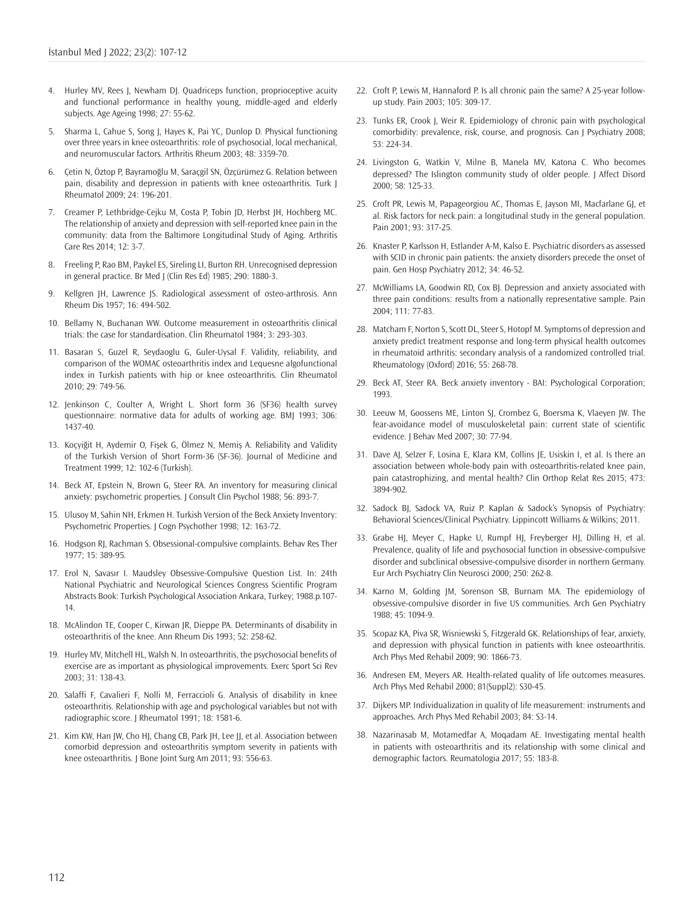4. Hurley MV, Rees J, Newham DJ. Quadriceps function, proprioceptive acuity and functional performance in healthy young, middle-aged and elderly subjects. Age Ageing 1998; 27: 55-62.

5. Sharma L, Cahue S, Song J, Hayes K, Pai YC, Dunlop D. Physical functioning over three years in knee osteoarthritis: role of psychosocial, local mechanical, and neuromuscular factors. Arthritis Rheum 2003; 48: 3359-70.

6. Çetin N, Öztop P, Bayramoğlu M, Saraçgil SN, Özçürümez G. Relation between pain, disability and depression in patients with knee osteoarthritis. Turk J Rheumatol 2009; 24: 196-201.

7. Creamer P, Lethbridge-Cejku M, Costa P, Tobin JD, Herbst JH, Hochberg MC. The relationship of anxiety and depression with self-reported knee pain in the community: data from the Baltimore Longitudinal Study of Aging. Arthritis Care Res 2014; 12: 3-7.

8. Freeling P, Rao BM, Paykel ES, Sireling LI, Burton RH. Unrecognised depression in general practice. Br Med J (Clin Res Ed) 1985; 290: 1880-3.

9. Kellgren JH, Lawrence JS. Radiological assessment of osteo-arthrosis. Ann Rheum Dis 1957; 16: 494-502.

10. Bellamy N, Buchanan WW. Outcome measurement in osteoarthritis clinical trials: the case for standardisation. Clin Rheumatol 1984; 3: 293-303.

11. Basaran S, Guzel R, Seydaoglu G, Guler-Uysal F. Validity, reliability, and comparison of the WOMAC osteoarthritis index and Lequesne algofunctional index in Turkish patients with hip or knee osteoarthritis. Clin Rheumatol 2010; 29: 749-56.

12. Jenkinson C, Coulter A, Wright L. Short form 36 (SF36) health survey questionnaire: normative data for adults of working age. BMJ 1993; 306: 1437-40.

13. Koçyiğit H, Aydemir O, Fişek G, Ölmez N, Memiş A. Reliability and Validity of the Turkish Version of Short Form-36 (SF-36). Journal of Medicine and Treatment 1999; 12: 102-6 (Turkish).

14. Beck AT, Epstein N, Brown G, Steer RA. An inventory for measuring clinical anxiety: psychometric properties. J Consult Clin Psychol 1988; 56: 893-7.

15. Ulusoy M, Sahin NH, Erkmen H. Turkish Version of the Beck Anxiety Inventory: Psychometric Properties. J Cogn Psychother 1998; 12: 163-72.

16. Hodgson RJ, Rachman S. Obsessional-compulsive complaints. Behav Res Ther 1977; 15: 389-95.

17. Erol N, Savasır I. Maudsley Obsessive-Compulsive Question List. In: 24th National Psychiatric and Neurological Sciences Congress Scientific Program Abstracts Book: Turkish Psychological Association Ankara, Turkey; 1988.p.107-14.

18. McAlindon TE, Cooper C, Kirwan JR, Dieppe PA. Determinants of disability in osteoarthritis of the knee. Ann Rheum Dis 1993; 52: 258-62.

19. Hurley MV, Mitchell HL, Walsh N. In osteoarthritis, the psychosocial benefits of exercise are as important as physiological improvements. Exerc Sport Sci Rev 2003; 31: 138-43.

20. Salaffi F, Cavalieri F, Nolli M, Ferraccioli G. Analysis of disability in knee osteoarthritis. Relationship with age and psychological variables but not with radiographic score. J Rheumatol 1991; 18: 1581-6.

21. Kim KW, Han JW, Cho HJ, Chang CB, Park JH, Lee JJ, et al. Association between comorbid depression and osteoarthritis symptom severity in patients with knee osteoarthritis. J Bone Joint Surg Am 2011; 93: 556-63.

22. Croft P, Lewis M, Hannaford P. Is all chronic pain the same? A 25-year follow-up study. Pain 2003; 105: 309-17.

23. Tunks ER, Crook J, Weir R. Epidemiology of chronic pain with psychological comorbidity: prevalence, risk, course, and prognosis. Can J Psychiatry 2008; 53: 224-34.

24. Livingston G, Watkin V, Milne B, Manela MV, Katona C. Who becomes depressed? The Islington community study of older people. J Affect Disord 2000; 58: 125-33.

25. Croft PR, Lewis M, Papageorgiou AC, Thomas E, Jayson MI, Macfarlane GJ, et al. Risk factors for neck pain: a longitudinal study in the general population. Pain 2001; 93: 317-25.

26. Knaster P, Karlsson H, Estlander A-M, Kalso E. Psychiatric disorders as assessed with SCID in chronic pain patients: the anxiety disorders precede the onset of pain. Gen Hosp Psychiatry 2012; 34: 46-52.

27. McWilliams LA, Goodwin RD, Cox BJ. Depression and anxiety associated with three pain conditions: results from a nationally representative sample. Pain 2004; 111: 77-83.

28. Matcham F, Norton S, Scott DL, Steer S, Hotopf M. Symptoms of depression and anxiety predict treatment response and long-term physical health outcomes in rheumatoid arthritis: secondary analysis of a randomized controlled trial. Rheumatology (Oxford) 2016; 55: 268-78.

29. Beck AT, Steer RA. Beck anxiety inventory - BAI: Psychological Corporation; 1993.

30. Leeuw M, Goossens ME, Linton SJ, Crombez G, Boersma K, Vlaeyen JW. The fear-avoidance model of musculoskeletal pain: current state of scientific evidence. J Behav Med 2007; 30: 77-94.

31. Dave AJ, Selzer F, Losina E, Klara KM, Collins JE, Usiskin I, et al. Is there an association between whole-body pain with osteoarthritis-related knee pain, pain catastrophizing, and mental health? Clin Orthop Relat Res 2015; 473: 3894-902.

32. Sadock BJ, Sadock VA, Ruiz P. Kaplan & Sadock's Synopsis of Psychiatry: Behavioral Sciences/Clinical Psychiatry. Lippincott Williams & Wilkins; 2011.

33. Grabe HJ, Meyer C, Hapke U, Rumpf HJ, Freyberger HJ, Dilling H, et al. Prevalence, quality of life and psychosocial function in obsessive-compulsive disorder and subclinical obsessive-compulsive disorder in northern Germany. Eur Arch Psychiatry Clin Neurosci 2000; 250: 262-8.

34. Karno M, Golding JM, Sorenson SB, Burnam MA. The epidemiology of obsessive-compulsive disorder in five US communities. Arch Gen Psychiatry 1988; 45: 1094-9.

35. Scopaz KA, Piva SR, Wisniewski S, Fitzgerald GK. Relationships of fear, anxiety, and depression with physical function in patients with knee osteoarthritis. Arch Phys Med Rehabil 2009; 90: 1866-73.

36. Andresen EM, Meyers AR. Health-related quality of life outcomes measures. Arch Phys Med Rehabil 2000; 81(Suppl2): S30-45.

37. Dijkers MP. Individualization in quality of life measurement: instruments and approaches. Arch Phys Med Rehabil 2003; 84: S3-14.

38. Nazarinasab M, Motamedfar A, Moqadam AE. Investigating mental health in patients with osteoarthritis and its relationship with some clinical and demographic factors. Reumatologia 2017; 55: 183-8.